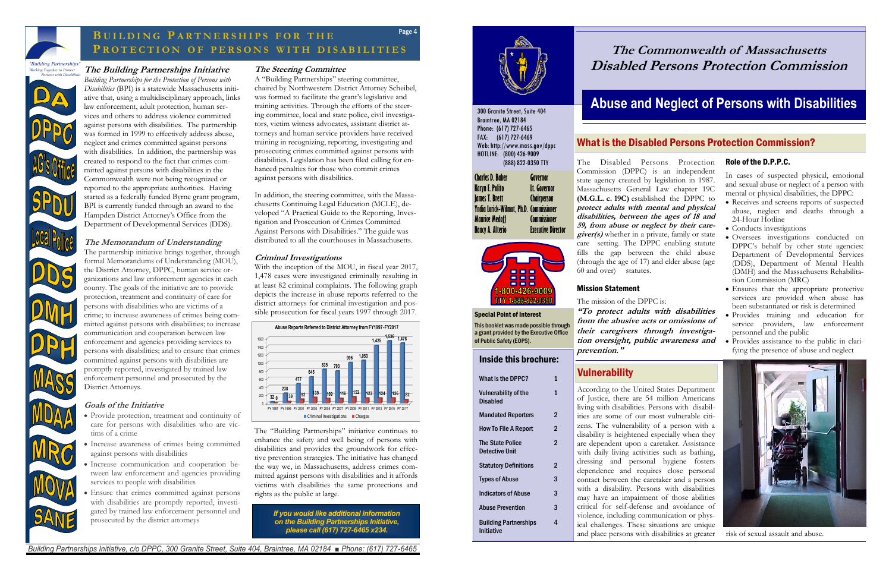# Building Partnerships for the Protection of Persons with Disabilities

"Building Partnerships" Working Together to Protect Persons with Disabilities

DA · DPPC · AG's Office · SPDU · Local Police · DDS · DMH · DPH · MASS · MDAA · MRC · MOVA · SANE

### The Building Partnerships Initiative

*Building Partnerships for the Protection of Persons with Disabilities* (BPI) is a statewide Massachusetts initiative that, using a multidisciplinary approach, links law enforcement, adult protection, human services and others to address violence committed against persons with disabilities. The partnership was formed in 1999 to effectively address abuse, neglect and crimes committed against persons with disabilities. In addition, the partnership was created to respond to the fact that crimes committed against persons with disabilities in the Commonwealth were not being recognized or reported to the appropriate authorities. Having started as a federally funded Byrne grant program, BPI is currently funded through an award to the Hampden District Attorney's Office from the Department of Developmental Services (DDS).

### The Memorandum of Understanding

The partnership initiative brings together, through formal Memorandums of Understanding (MOU), the District Attorney, DPPC, human service organizations and law enforcement agencies in each county. The goals of the initiative are to provide protection, treatment and continuity of care for persons with disabilities who are victims of a crime; to increase awareness of crimes being committed against persons with disabilities; to increase communication and cooperation between law enforcement and agencies providing services to persons with disabilities; and to ensure that crimes committed against persons with disabilities are promptly reported, investigated by trained law enforcement personnel and prosecuted by the District Attorneys.

### Goals of the Initiative

- Provide protection, treatment and continuity of care for persons with disabilities who are victims of a crime
- Increase awareness of crimes being committed against persons with disabilities
- Increase communication and cooperation between law enforcement and agencies providing services to people with disabilities
- Ensure that crimes committed against persons with disabilities are promptly reported, investigated by trained law enforcement personnel and prosecuted by the district attorneys

### The Steering Committee

A "Building Partnerships" steering committee, chaired by Northwestern District Attorney Scheibel, was formed to facilitate the grant's legislative and training activities. Through the efforts of the steering committee, local and state police, civil investigators, victim witness advocates, assistant district attorneys and human service providers have received training in recognizing, reporting, investigating and prosecuting crimes committed against persons with disabilities. Legislation has been filed calling for enhanced penalties for those who commit crimes against persons with disabilities.

In addition, the steering committee, with the Massachusetts Continuing Legal Education (MCLE), developed "A Practical Guide to the Reporting, Investigation and Prosecution of Crimes Committed Against Persons with Disabilities." The guide was distributed to all the courthouses in Massachusetts.

### Criminal Investigations

With the inception of the MOU, in fiscal year 2017, 1,478 cases were investigated criminally resulting in at least 82 criminal complaints. The following graph depicts the increase in abuse reports referred to the district attorneys for criminal investigation and possible prosecution for fiscal years 1997 through 2017.

**Abuse Reports Referred to District Attorney from FY1997-FY2017**

| Fiscal Year | Criminal Investigations | Charges |
|---|---|---|
| FY 1997 | 32 | 0 |
| FY 1999 | 238 | 39 |
| FY 2001 | 477 | 92 |
| FY 2003 | 645 | 139 |
| FY 2005 | 835 | 109 |
| FY 2007 | 793 | 116 |
| FY 2009 | 996 | 152 |
| FY 2011 | 1,053 | 123 |
| FY 2013 | 1,425 | 124 |
| FY 2015 | 1,536 | 126 |
| FY 2017 | 1,478 | 82 |

The "Building Partnerships" initiative continues to enhance the safety and well being of persons with disabilities and provides the groundwork for effective prevention strategies. The initiative has changed the way we, in Massachusetts, address crimes committed against persons with disabilities and it affords victims with disabilities the same protections and rights as the public at large.

***If you would like additional information on the Building Partnerships Initiative, please call (617) 727-6465 x234.***

Building Partnerships Initiative, c/o DPPC, 300 Granite Street, Suite 404, Braintree, MA 02184 ■ Phone: (617) 727-6465

# The Commonwealth of Massachusetts Disabled Persons Protection Commission

300 Granite Street, Suite 404
Braintree, MA 02184
Phone: (617) 727-6465
FAX: (617) 727-6469
Web: http://www.mass.gov/dppc
HOTLINE: (800) 426-9009
(888) 822-0350 TTY

| | |
|---|---|
| Charles D. Baker | Governor |
| Karyn E. Polito | Lt. Governor |
| James T. Brett | Chairperson |
| Yndia Lorick-Wilmot, Ph.D. | Commissioner |
| Maurice Medoff | Commissioner |
| Nancy A. Alterio | Executive Director |

1-800-426-9009
TTY 1-888-822-0350

**Special Point of Interest**

**This booklet was made possible through a grant provided by the Executive Office of Public Safety (EOPS).**

## Inside this brochure:

| | |
|---|---|
| What is the DPPC? | 1 |
| Vulnerability of the Disabled | 1 |
| Mandated Reporters | 2 |
| How To File A Report | 2 |
| The State Police Detective Unit | 2 |
| Statutory Definitions | 2 |
| Types of Abuse | 3 |
| Indicators of Abuse | 3 |
| Abuse Prevention | 3 |
| Building Partnerships Initiative | 4 |

# Abuse and Neglect of Persons with Disabilities

## What is the Disabled Persons Protection Commission?

The Disabled Persons Protection Commission (DPPC) is an independent state agency created by legislation in 1987. Massachusetts General Law chapter 19C **(M.G.L. c. 19C)** established the DPPC to ***protect adults with mental and physical disabilities, between the ages of 18 and 59, from abuse or neglect by their caregiver(s)*** whether in a private, family or state care setting. The DPPC enabling statute fills the gap between the child abuse (through the age of 17) and elder abuse (age 60 and over) statutes.

### Mission Statement

The mission of the DPPC is:

***"To protect adults with disabilities from the abusive acts or omissions of their caregivers through investigation oversight, public awareness and prevention."***

## Vulnerability

According to the United States Department of Justice, there are 54 million Americans living with disabilities. Persons with disabilities are some of our most vulnerable citizens. The vulnerability of a person with a disability is heightened especially when they are dependent upon a caretaker. Assistance with daily living activities such as bathing, dressing and personal hygiene fosters dependence and requires close personal contact between the caretaker and a person with a disability. Persons with disabilities may have an impairment of those abilities critical for self-defense and avoidance of violence, including communication or physical challenges. These situations are unique and place persons with disabilities at greater risk of sexual assault and abuse.

### Role of the D.P.P.C.

In cases of suspected physical, emotional and sexual abuse or neglect of a person with mental or physical disabilities, the DPPC:

- Receives and screens reports of suspected abuse, neglect and deaths through a 24-Hour Hotline
- Conducts investigations
- Oversees investigations conducted on DPPC's behalf by other state agencies: Department of Developmental Services (DDS), Department of Mental Health (DMH) and the Massachusetts Rehabilitation Commission (MRC)
- Ensures that the appropriate protective services are provided when abuse has been substantiated or risk is determined
- Provides training and education for service providers, law enforcement personnel and the public
- Provides assistance to the public in clarifying the presence of abuse and neglect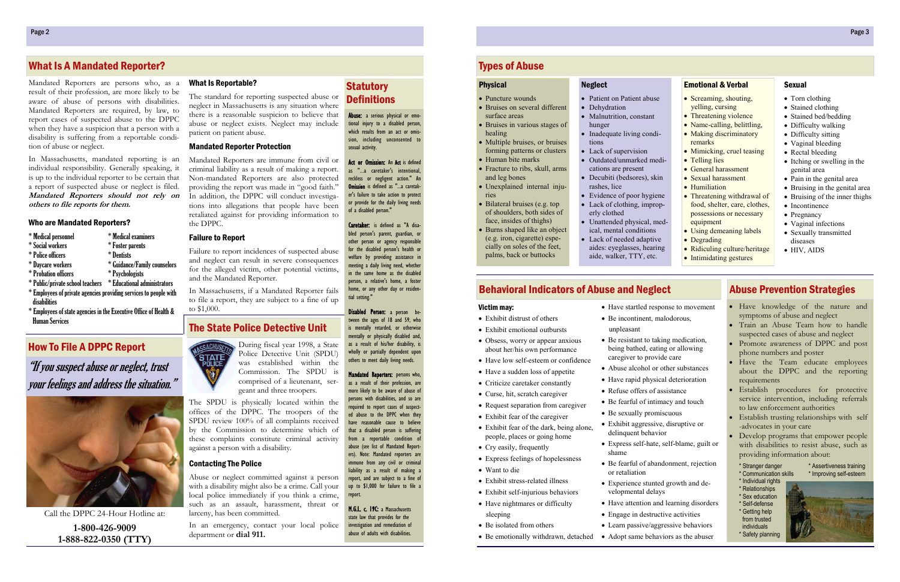## What Is A Mandated Reporter?

Mandated Reporters are persons who, as a result of their profession, are more likely to be aware of abuse of persons with disabilities. Mandated Reporters are required, by law, to report cases of suspected abuse to the DPPC when they have a suspicion that a person with a disability is suffering from a reportable condition of abuse or neglect.

In Massachusetts, mandated reporting is an individual responsibility. Generally speaking, it is up to the individual reporter to be certain that a report of suspected abuse or neglect is filed. ***Mandated Reporters should not rely on others to file reports for them.***

### Who are Mandated Reporters?

- Medical personnel
- Social workers
- Police officers
- Daycare workers
- Probation officers
- Public/private school teachers
- Medical examiners
- Foster parents
- Dentists
- Guidance/Family counselors
- Psychologists
- Educational administrators
- Employees of private agencies providing services to people with disabilities
- Employees of state agencies in the Executive Office of Health & Human Services

### What Is Reportable?

The standard for reporting suspected abuse or neglect in Massachusetts is any situation where there is a reasonable suspicion to believe that abuse or neglect exists. Neglect may include patient on patient abuse.

### Mandated Reporter Protection

Mandated Reporters are immune from civil or criminal liability as a result of making a report. Non-mandated Reporters are also protected providing the report was made in "good faith." In addition, the DPPC will conduct investigations into allegations that people have been retaliated against for providing information to the DPPC.

### Failure to Report

Failure to report incidences of suspected abuse and neglect can result in severe consequences for the alleged victim, other potential victims, and the Mandated Reporter.

In Massachusetts, if a Mandated Reporter fails to file a report, they are subject to a fine of up to $1,000.

## Statutory Definitions

**Abuse:** a serious physical or emotional injury to a disabled person, which results from an act or omission, including unconsented to sexual activity.

**Act or Omission:** An **Act** is defined as "...a caretaker's intentional, reckless or negligent action." An **Omission** is defined as "...a caretaker's failure to take action to protect or provide for the daily living needs of a disabled person."

**Caretaker:** is defined as "A disabled person's parent, guardian, or other person or agency responsible for the disabled person's health or welfare by providing assistance in meeting a daily living need, whether in the same home as the disabled person, a relative's home, a foster home, or any other day or residential setting."

**Disabled Person:** a person between the ages of 18 and 59, who is mentally retarded, or otherwise mentally or physically disabled and, as a result of his/her disability, is wholly or partially dependent upon others to meet daily living needs.

**Mandated Reporters:** persons who, as a result of their profession, are more likely to be aware of abuse of persons with disabilities, and so are required to report cases of suspected abuse to the DPPC when they have reasonable cause to believe that a disabled person is suffering from a reportable condition of abuse (see list of Mandated Reporters). Note: Mandated reporters are immune from any civil or criminal liability as a result of making a report, and are subject to a fine of up to $1,000 for failure to file a report.

**M.G.L. c. 19C:** a Massachusetts state law that provides for the investigation and remediation of abuse of adults with disabilities.

## How To File A DPPC Report

*"If you suspect abuse or neglect, trust your feelings and address the situation."*

Call the DPPC 24-Hour Hotline at:

**1-800-426-9009**
**1-888-822-0350 (TTY)**

## The State Police Detective Unit

During fiscal year 1998, a State Police Detective Unit (SPDU) was established within the Commission. The SPDU is comprised of a lieutenant, sergeant and three troopers.

The SPDU is physically located within the offices of the DPPC. The troopers of the SPDU review 100% of all complaints received by the Commission to determine which of these complaints constitute criminal activity against a person with a disability.

### Contacting The Police

Abuse or neglect committed against a person with a disability might also be a crime. Call your local police immediately if you think a crime, such as an assault, harassment, threat or larceny, has been committed.

In an emergency, contact your local police department or **dial 911.**

## Types of Abuse

### Physical

- Puncture wounds
- Bruises on several different surface areas
- Bruises in various stages of healing
- Multiple bruises, or bruises forming patterns or clusters
- Human bite marks
- Fracture to ribs, skull, arms and leg bones
- Unexplained internal injuries
- Bilateral bruises (e.g. top of shoulders, both sides of face, insides of thighs)
- Burns shaped like an object (e.g. iron, cigarette) especially on soles of the feet, palms, back or buttocks

### Neglect

- Patient on Patient abuse
- Dehydration
- Malnutrition, constant hunger
- Inadequate living conditions
- Lack of supervision
- Outdated/unmarked medications are present
- Decubiti (bedsores), skin rashes, lice
- Evidence of poor hygiene
- Lack of clothing, improperly clothed
- Unattended physical, medical, mental conditions
- Lack of needed adaptive aides: eyeglasses, hearing aide, walker, TTY, etc.

### Emotional & Verbal

- Screaming, shouting, yelling, cursing
- Threatening violence
- Name-calling, belittling,
- Making discriminatory remarks
- Mimicking, cruel teasing
- Telling lies
- General harassment
- Sexual harassment
- Humiliation
- Threatening withdrawal of food, shelter, care, clothes, possessions or necessary equipment
- Using demeaning labels
- Degrading
- Ridiculing culture/heritage
- Intimidating gestures

### Sexual

- Torn clothing
- Stained clothing
- Stained bed/bedding
- Difficulty walking
- Difficulty sitting
- Vaginal bleeding
- Rectal bleeding
- Itching or swelling in the genital area
- Pain in the genital area
- Bruising in the genital area
- Bruising of the inner thighs
- Incontinence
- Pregnancy
- Vaginal infections
- Sexually transmitted diseases
- HIV, AIDS

## Behavioral Indicators of Abuse and Neglect

### Victim may:

- Exhibit distrust of others
- Exhibit emotional outbursts
- Obsess, worry or appear anxious about her/his own performance
- Have low self-esteem or confidence
- Have a sudden loss of appetite
- Criticize caretaker constantly
- Curse, hit, scratch caregiver
- Request separation from caregiver
- Exhibit fear of the caregiver
- Exhibit fear of the dark, being alone, people, places or going home
- Cry easily, frequently
- Express feelings of hopelessness
- Want to die
- Exhibit stress-related illness
- Exhibit self-injurious behaviors
- Have nightmares or difficulty sleeping
- Be isolated from others
- Be emotionally withdrawn, detached
- Have startled response to movement
- Be incontinent, malodorous, unpleasant
- Be resistant to taking medication, being bathed, eating or allowing caregiver to provide care
- Abuse alcohol or other substances
- Have rapid physical deterioration
- Refuse offers of assistance
- Be fearful of intimacy and touch
- Be sexually promiscuous
- Exhibit aggressive, disruptive or delinquent behavior
- Express self-hate, self-blame, guilt or shame
- Be fearful of abandonment, rejection or retaliation
- Experience stunted growth and developmental delays
- Have attention and learning disorders
- Engage in destructive activities
- Learn passive/aggressive behaviors
- Adopt same behaviors as the abuser

## Abuse Prevention Strategies

- Have knowledge of the nature and symptoms of abuse and neglect
- Train an Abuse Team how to handle suspected cases of abuse and neglect
- Promote awareness of DPPC and post phone numbers and poster
- Have the Team educate employees about the DPPC and the reporting requirements
- Establish procedures for protective service intervention, including referrals to law enforcement authorities
- Establish trusting relationships with self-advocates in your care
- Develop programs that empower people with disabilities to resist abuse, such as providing information about:
  - Stranger danger
  - Communication skills
  - Individual rights
  - Relationships
  - Sex education
  - Self-defense
  - Getting help from trusted individuals
  - Safety planning
  - Assertiveness training
  - Improving self-esteem